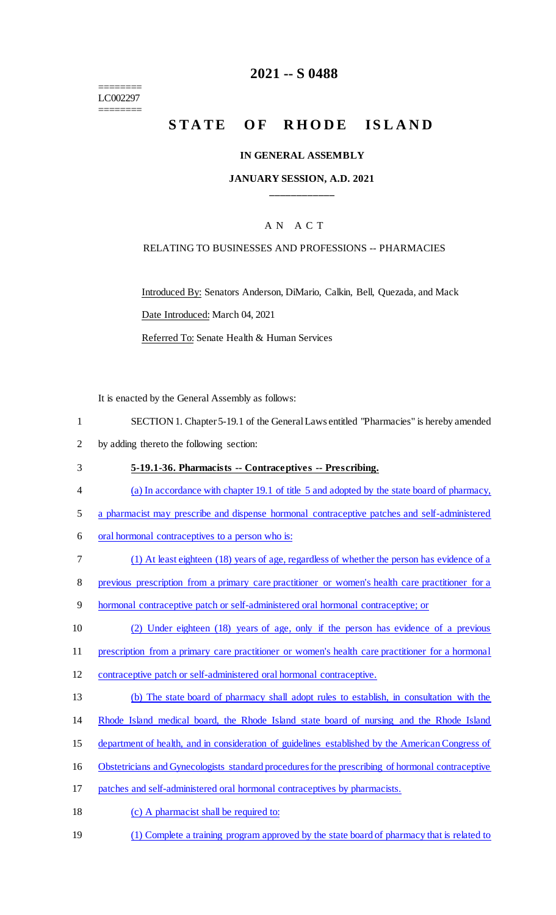========
LC002297
========

# 2021 -- S 0488

# STATE OF RHODE ISLAND

## IN GENERAL ASSEMBLY

## JANUARY SESSION, A.D. 2021

### A N A C T

RELATING TO BUSINESSES AND PROFESSIONS -- PHARMACIES

Introduced By: Senators Anderson, DiMario, Calkin, Bell, Quezada, and Mack

Date Introduced: March 04, 2021

Referred To: Senate Health & Human Services

It is enacted by the General Assembly as follows:

1 SECTION 1. Chapter 5-19.1 of the General Laws entitled "Pharmacies" is hereby amended
2 by adding thereto the following section:

3 **5-19.1-36. Pharmacists -- Contraceptives -- Prescribing.**

4 (a) In accordance with chapter 19.1 of title 5 and adopted by the state board of pharmacy,
5 a pharmacist may prescribe and dispense hormonal contraceptive patches and self-administered
6 oral hormonal contraceptives to a person who is:

7 (1) At least eighteen (18) years of age, regardless of whether the person has evidence of a
8 previous prescription from a primary care practitioner or women's health care practitioner for a
9 hormonal contraceptive patch or self-administered oral hormonal contraceptive; or

10 (2) Under eighteen (18) years of age, only if the person has evidence of a previous
11 prescription from a primary care practitioner or women's health care practitioner for a hormonal
12 contraceptive patch or self-administered oral hormonal contraceptive.

13 (b) The state board of pharmacy shall adopt rules to establish, in consultation with the
14 Rhode Island medical board, the Rhode Island state board of nursing and the Rhode Island
15 department of health, and in consideration of guidelines established by the American Congress of
16 Obstetricians and Gynecologists standard procedures for the prescribing of hormonal contraceptive
17 patches and self-administered oral hormonal contraceptives by pharmacists.

18 (c) A pharmacist shall be required to:

19 (1) Complete a training program approved by the state board of pharmacy that is related to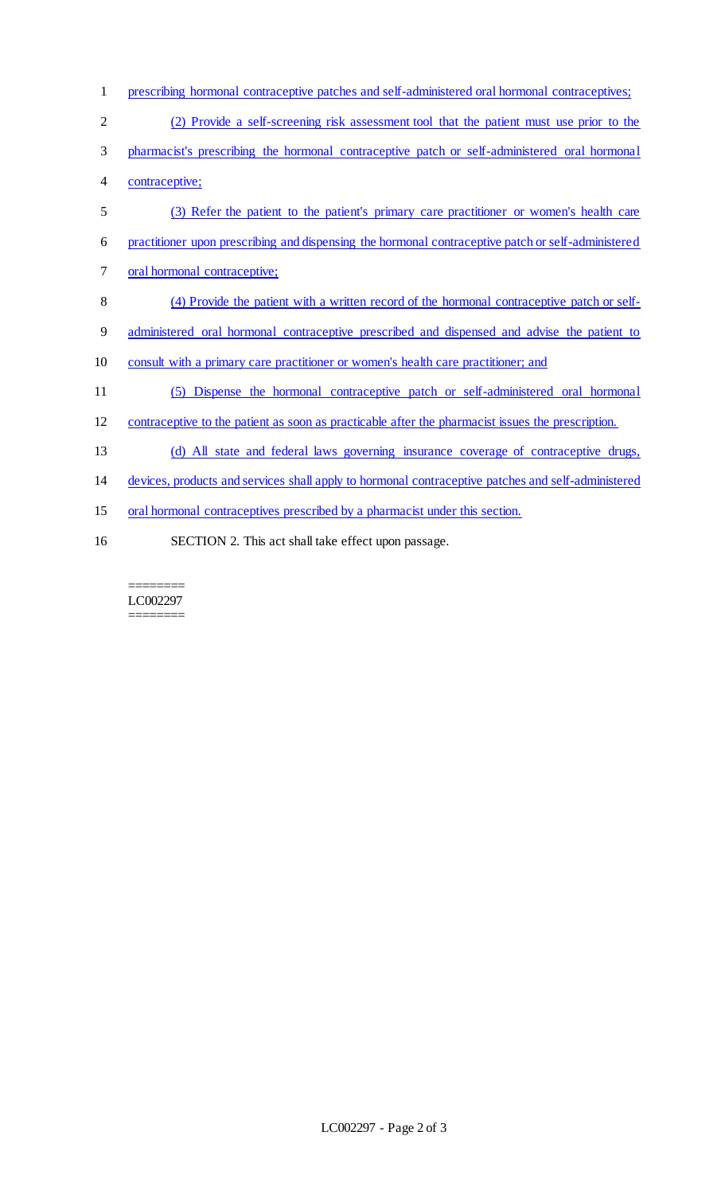prescribing hormonal contraceptive patches and self-administered oral hormonal contraceptives;

(2) Provide a self-screening risk assessment tool that the patient must use prior to the pharmacist's prescribing the hormonal contraceptive patch or self-administered oral hormonal contraceptive;

(3) Refer the patient to the patient's primary care practitioner or women's health care practitioner upon prescribing and dispensing the hormonal contraceptive patch or self-administered oral hormonal contraceptive;

(4) Provide the patient with a written record of the hormonal contraceptive patch or self-administered oral hormonal contraceptive prescribed and dispensed and advise the patient to consult with a primary care practitioner or women's health care practitioner; and

(5) Dispense the hormonal contraceptive patch or self-administered oral hormonal contraceptive to the patient as soon as practicable after the pharmacist issues the prescription.

(d) All state and federal laws governing insurance coverage of contraceptive drugs, devices, products and services shall apply to hormonal contraceptive patches and self-administered oral hormonal contraceptives prescribed by a pharmacist under this section.

SECTION 2. This act shall take effect upon passage.

========
LC002297
========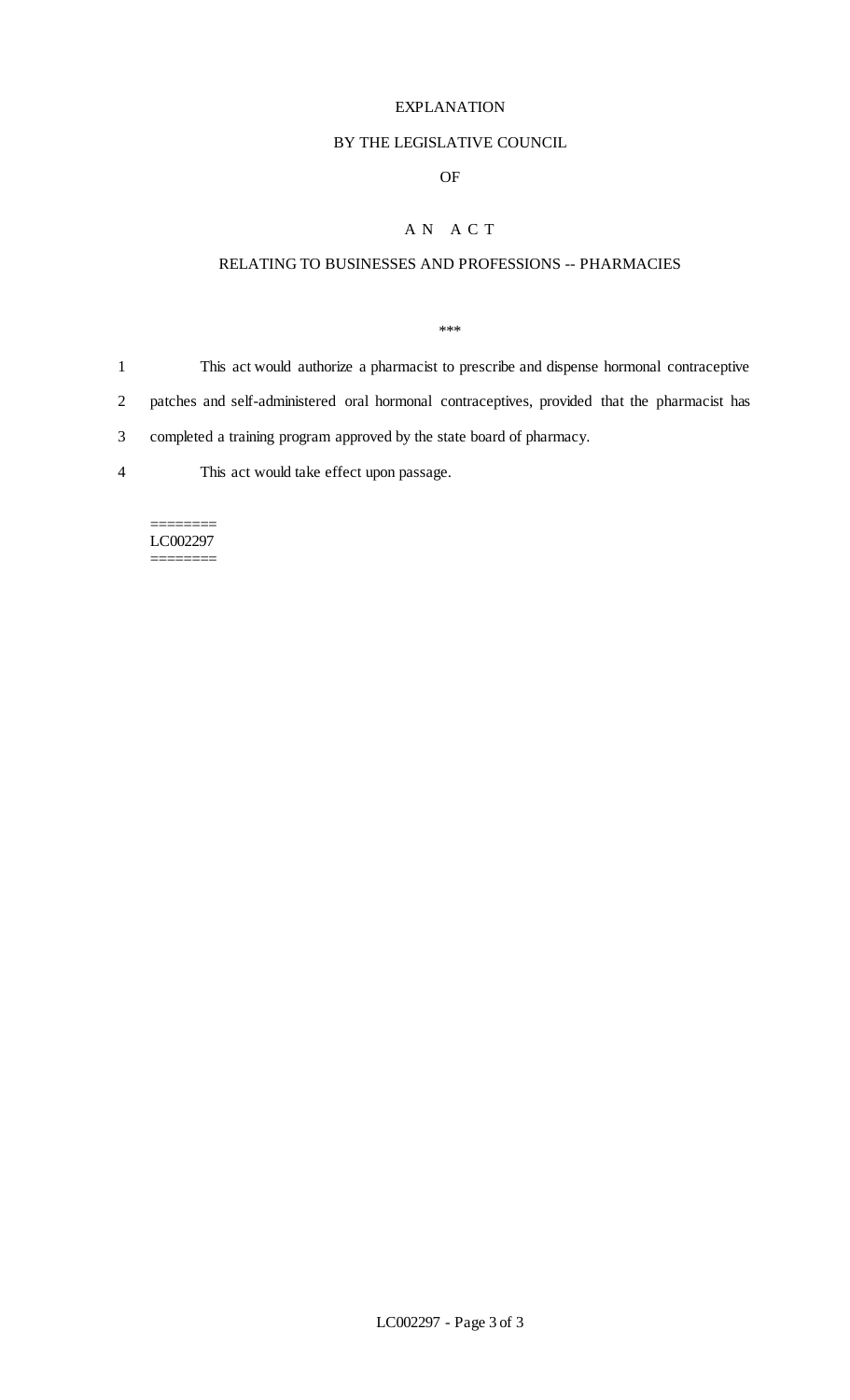EXPLANATION

BY THE LEGISLATIVE COUNCIL

OF

A N A C T

RELATING TO BUSINESSES AND PROFESSIONS -- PHARMACIES

\*\*\*

1 This act would authorize a pharmacist to prescribe and dispense hormonal contraceptive
2 patches and self-administered oral hormonal contraceptives, provided that the pharmacist has
3 completed a training program approved by the state board of pharmacy.
4 This act would take effect upon passage.

========
LC002297
========